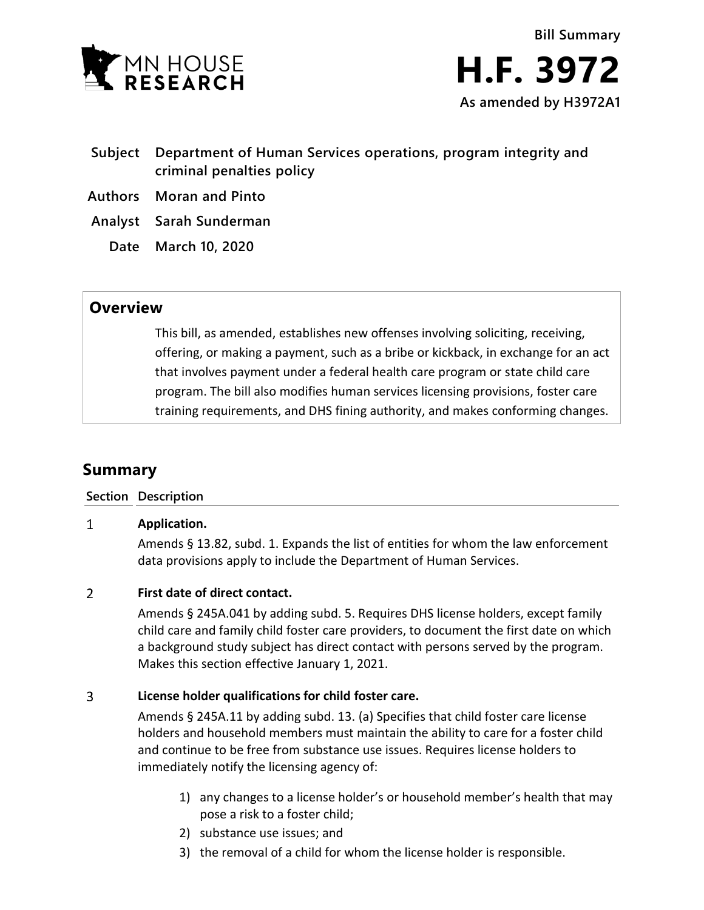Bill Summary

# H.F. 3972

**As amended by H3972A1**

| | |
|---|---|
| **Subject** | **Department of Human Services operations, program integrity and criminal penalties policy** |
| **Authors** | **Moran and Pinto** |
| **Analyst** | **Sarah Sunderman** |
| **Date** | **March 10, 2020** |

## Overview

This bill, as amended, establishes new offenses involving soliciting, receiving, offering, or making a payment, such as a bribe or kickback, in exchange for an act that involves payment under a federal health care program or state child care program. The bill also modifies human services licensing provisions, foster care training requirements, and DHS fining authority, and makes conforming changes.

## Summary

| Section | Description |
|---|---|
| 1 | **Application.** Amends § 13.82, subd. 1. Expands the list of entities for whom the law enforcement data provisions apply to include the Department of Human Services. |
| 2 | **First date of direct contact.** Amends § 245A.041 by adding subd. 5. Requires DHS license holders, except family child care and family child foster care providers, to document the first date on which a background study subject has direct contact with persons served by the program. Makes this section effective January 1, 2021. |
| 3 | **License holder qualifications for child foster care.** Amends § 245A.11 by adding subd. 13. (a) Specifies that child foster care license holders and household members must maintain the ability to care for a foster child and continue to be free from substance use issues. Requires license holders to immediately notify the licensing agency of:<br>1) any changes to a license holder's or household member's health that may pose a risk to a foster child;<br>2) substance use issues; and<br>3) the removal of a child for whom the license holder is responsible. |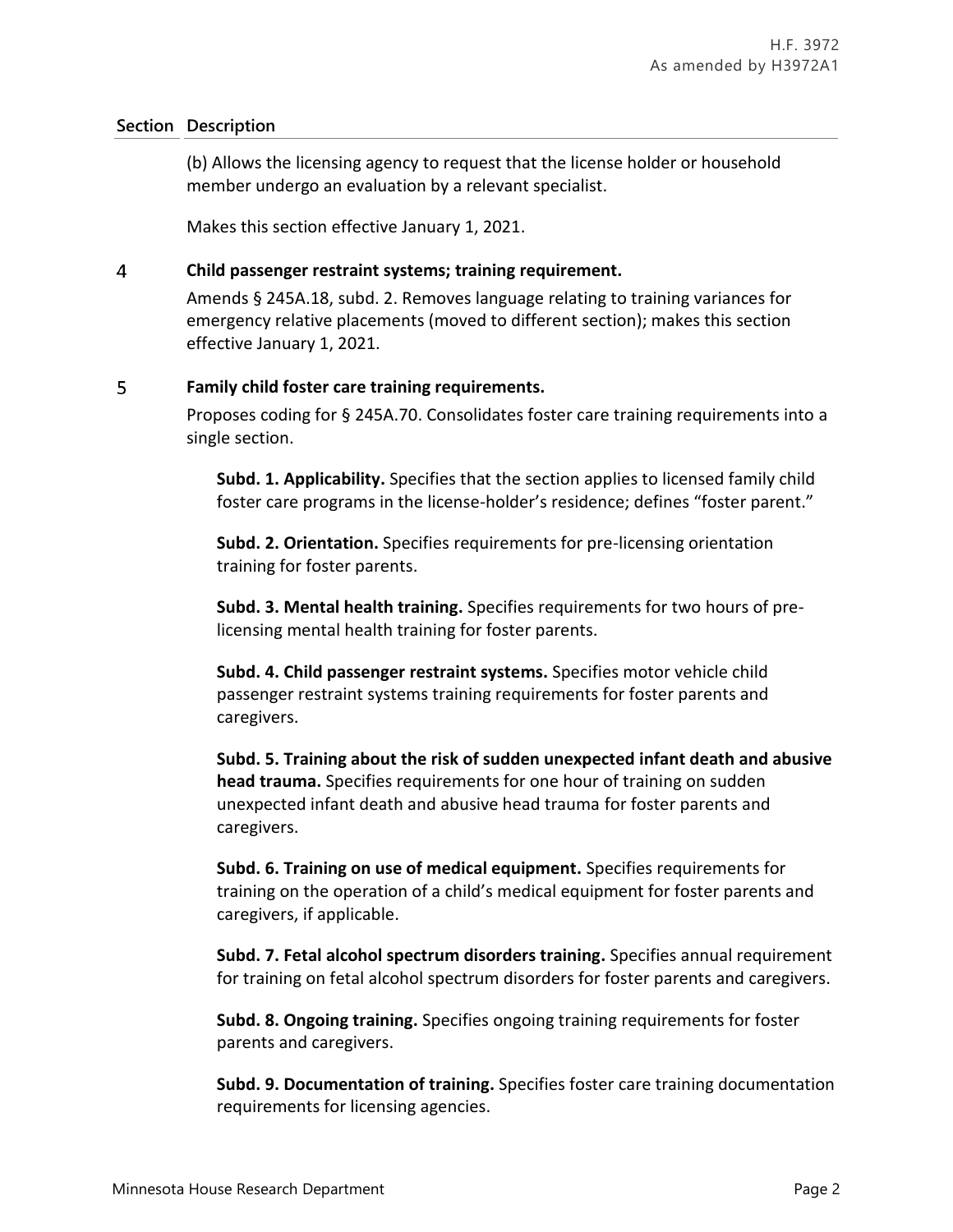| Section | Description |
|---|---|
| | (b) Allows the licensing agency to request that the license holder or household member undergo an evaluation by a relevant specialist. |
| | Makes this section effective January 1, 2021. |
| 4 | **Child passenger restraint systems; training requirement.** |
| | Amends § 245A.18, subd. 2. Removes language relating to training variances for emergency relative placements (moved to different section); makes this section effective January 1, 2021. |
| 5 | **Family child foster care training requirements.** |
| | Proposes coding for § 245A.70. Consolidates foster care training requirements into a single section. |

**Subd. 1. Applicability.** Specifies that the section applies to licensed family child foster care programs in the license-holder's residence; defines "foster parent."

**Subd. 2. Orientation.** Specifies requirements for pre-licensing orientation training for foster parents.

**Subd. 3. Mental health training.** Specifies requirements for two hours of pre-licensing mental health training for foster parents.

**Subd. 4. Child passenger restraint systems.** Specifies motor vehicle child passenger restraint systems training requirements for foster parents and caregivers.

**Subd. 5. Training about the risk of sudden unexpected infant death and abusive head trauma.** Specifies requirements for one hour of training on sudden unexpected infant death and abusive head trauma for foster parents and caregivers.

**Subd. 6. Training on use of medical equipment.** Specifies requirements for training on the operation of a child's medical equipment for foster parents and caregivers, if applicable.

**Subd. 7. Fetal alcohol spectrum disorders training.** Specifies annual requirement for training on fetal alcohol spectrum disorders for foster parents and caregivers.

**Subd. 8. Ongoing training.** Specifies ongoing training requirements for foster parents and caregivers.

**Subd. 9. Documentation of training.** Specifies foster care training documentation requirements for licensing agencies.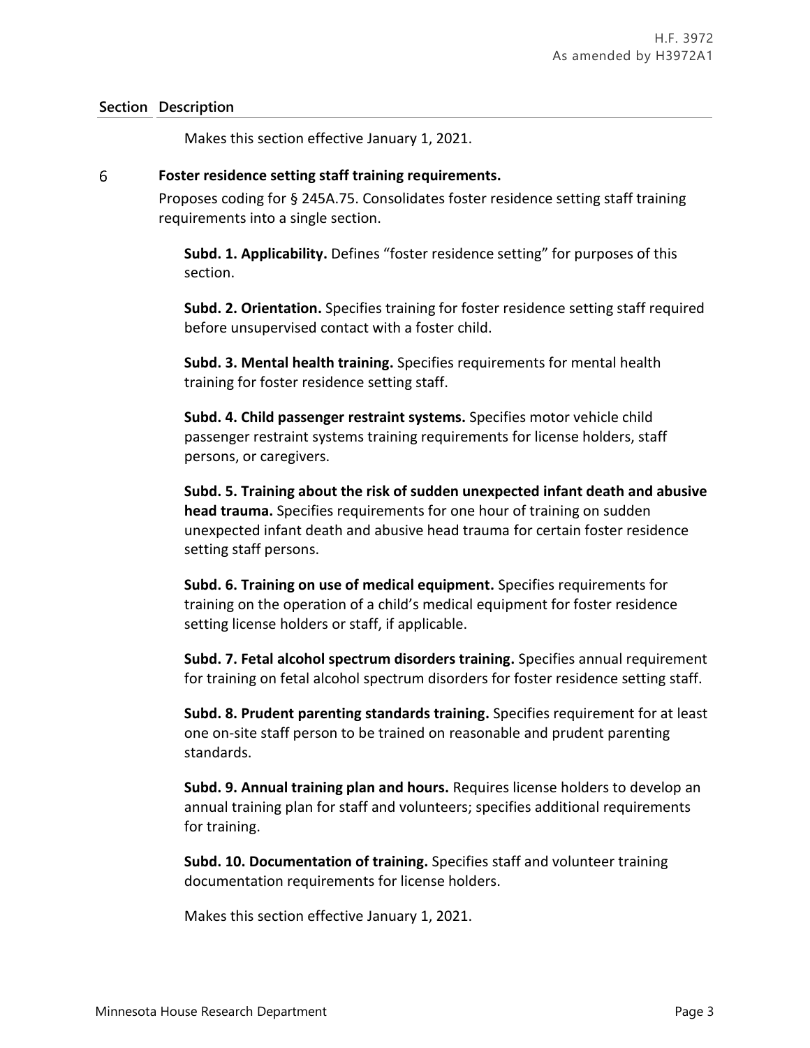| Section | Description |
|---|---|
| | Makes this section effective January 1, 2021. |
| 6 | **Foster residence setting staff training requirements.** |

Proposes coding for § 245A.75. Consolidates foster residence setting staff training requirements into a single section.

**Subd. 1. Applicability.** Defines "foster residence setting" for purposes of this section.

**Subd. 2. Orientation.** Specifies training for foster residence setting staff required before unsupervised contact with a foster child.

**Subd. 3. Mental health training.** Specifies requirements for mental health training for foster residence setting staff.

**Subd. 4. Child passenger restraint systems.** Specifies motor vehicle child passenger restraint systems training requirements for license holders, staff persons, or caregivers.

**Subd. 5. Training about the risk of sudden unexpected infant death and abusive head trauma.** Specifies requirements for one hour of training on sudden unexpected infant death and abusive head trauma for certain foster residence setting staff persons.

**Subd. 6. Training on use of medical equipment.** Specifies requirements for training on the operation of a child's medical equipment for foster residence setting license holders or staff, if applicable.

**Subd. 7. Fetal alcohol spectrum disorders training.** Specifies annual requirement for training on fetal alcohol spectrum disorders for foster residence setting staff.

**Subd. 8. Prudent parenting standards training.** Specifies requirement for at least one on-site staff person to be trained on reasonable and prudent parenting standards.

**Subd. 9. Annual training plan and hours.** Requires license holders to develop an annual training plan for staff and volunteers; specifies additional requirements for training.

**Subd. 10. Documentation of training.** Specifies staff and volunteer training documentation requirements for license holders.

Makes this section effective January 1, 2021.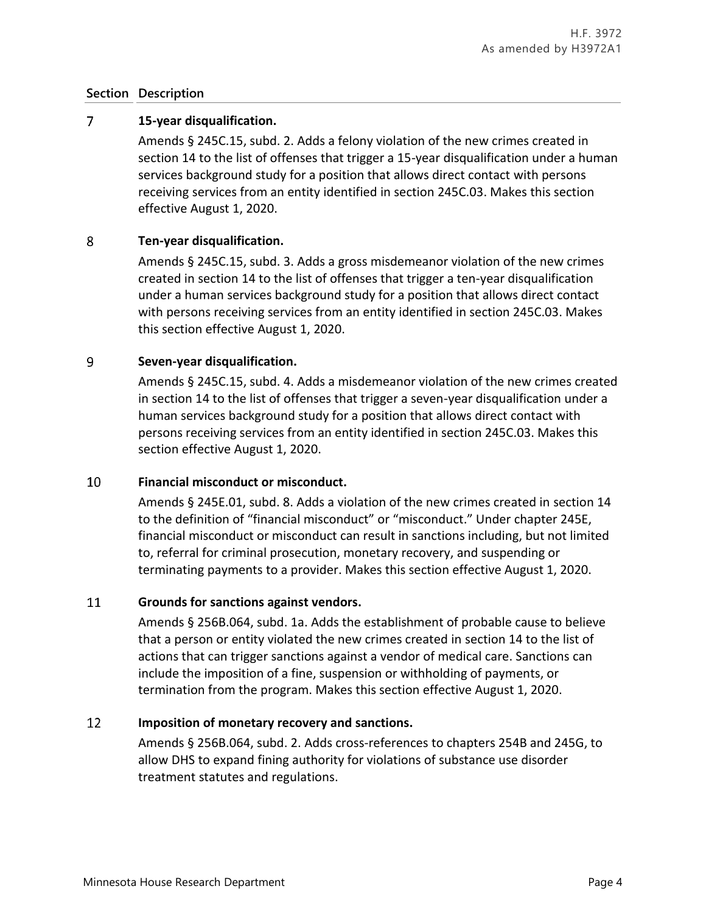| Section | Description |
|---|---|
| 7 | **15-year disqualification.**<br><br>Amends § 245C.15, subd. 2. Adds a felony violation of the new crimes created in section 14 to the list of offenses that trigger a 15-year disqualification under a human services background study for a position that allows direct contact with persons receiving services from an entity identified in section 245C.03. Makes this section effective August 1, 2020. |
| 8 | **Ten-year disqualification.**<br><br>Amends § 245C.15, subd. 3. Adds a gross misdemeanor violation of the new crimes created in section 14 to the list of offenses that trigger a ten-year disqualification under a human services background study for a position that allows direct contact with persons receiving services from an entity identified in section 245C.03. Makes this section effective August 1, 2020. |
| 9 | **Seven-year disqualification.**<br><br>Amends § 245C.15, subd. 4. Adds a misdemeanor violation of the new crimes created in section 14 to the list of offenses that trigger a seven-year disqualification under a human services background study for a position that allows direct contact with persons receiving services from an entity identified in section 245C.03. Makes this section effective August 1, 2020. |
| 10 | **Financial misconduct or misconduct.**<br><br>Amends § 245E.01, subd. 8. Adds a violation of the new crimes created in section 14 to the definition of "financial misconduct" or "misconduct." Under chapter 245E, financial misconduct or misconduct can result in sanctions including, but not limited to, referral for criminal prosecution, monetary recovery, and suspending or terminating payments to a provider. Makes this section effective August 1, 2020. |
| 11 | **Grounds for sanctions against vendors.**<br><br>Amends § 256B.064, subd. 1a. Adds the establishment of probable cause to believe that a person or entity violated the new crimes created in section 14 to the list of actions that can trigger sanctions against a vendor of medical care. Sanctions can include the imposition of a fine, suspension or withholding of payments, or termination from the program. Makes this section effective August 1, 2020. |
| 12 | **Imposition of monetary recovery and sanctions.**<br><br>Amends § 256B.064, subd. 2. Adds cross-references to chapters 254B and 245G, to allow DHS to expand fining authority for violations of substance use disorder treatment statutes and regulations. |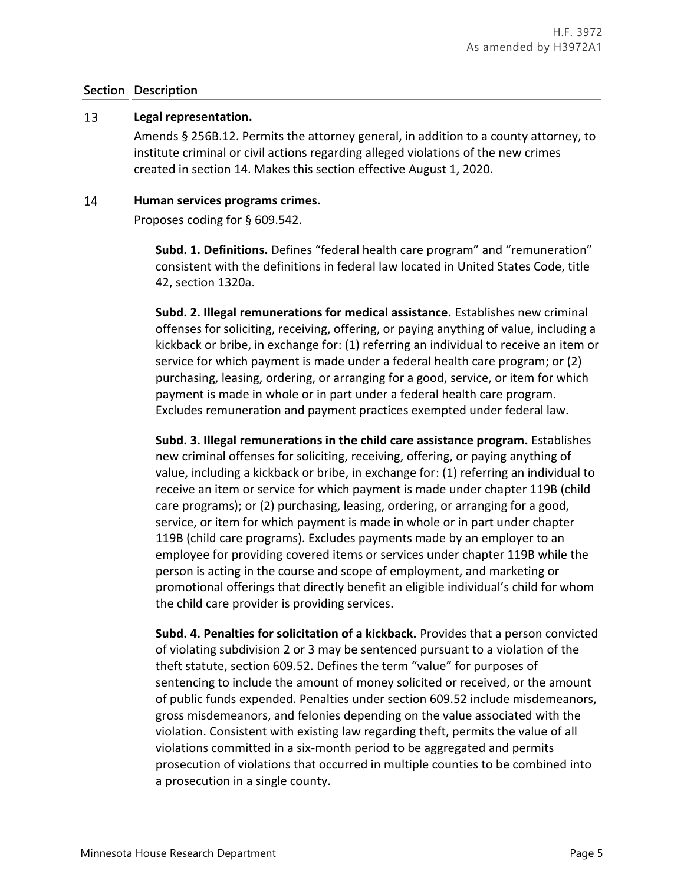| Section | Description |
|---|---|
| 13 | **Legal representation.** |

Amends § 256B.12. Permits the attorney general, in addition to a county attorney, to institute criminal or civil actions regarding alleged violations of the new crimes created in section 14. Makes this section effective August 1, 2020.

**14 Human services programs crimes.**

Proposes coding for § 609.542.

**Subd. 1. Definitions.** Defines "federal health care program" and "remuneration" consistent with the definitions in federal law located in United States Code, title 42, section 1320a.

**Subd. 2. Illegal remunerations for medical assistance.** Establishes new criminal offenses for soliciting, receiving, offering, or paying anything of value, including a kickback or bribe, in exchange for: (1) referring an individual to receive an item or service for which payment is made under a federal health care program; or (2) purchasing, leasing, ordering, or arranging for a good, service, or item for which payment is made in whole or in part under a federal health care program. Excludes remuneration and payment practices exempted under federal law.

**Subd. 3. Illegal remunerations in the child care assistance program.** Establishes new criminal offenses for soliciting, receiving, offering, or paying anything of value, including a kickback or bribe, in exchange for: (1) referring an individual to receive an item or service for which payment is made under chapter 119B (child care programs); or (2) purchasing, leasing, ordering, or arranging for a good, service, or item for which payment is made in whole or in part under chapter 119B (child care programs). Excludes payments made by an employer to an employee for providing covered items or services under chapter 119B while the person is acting in the course and scope of employment, and marketing or promotional offerings that directly benefit an eligible individual's child for whom the child care provider is providing services.

**Subd. 4. Penalties for solicitation of a kickback.** Provides that a person convicted of violating subdivision 2 or 3 may be sentenced pursuant to a violation of the theft statute, section 609.52. Defines the term "value" for purposes of sentencing to include the amount of money solicited or received, or the amount of public funds expended. Penalties under section 609.52 include misdemeanors, gross misdemeanors, and felonies depending on the value associated with the violation. Consistent with existing law regarding theft, permits the value of all violations committed in a six-month period to be aggregated and permits prosecution of violations that occurred in multiple counties to be combined into a prosecution in a single county.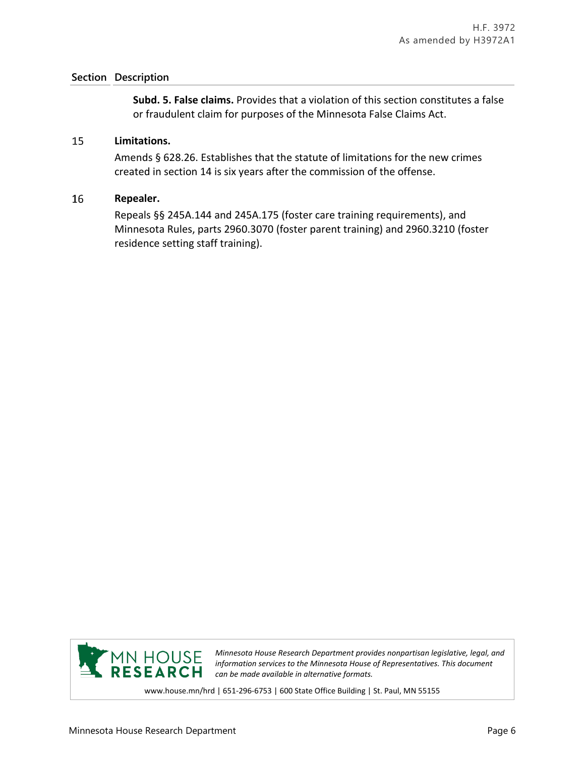| Section | Description |
|---|---|
| | **Subd. 5. False claims.** Provides that a violation of this section constitutes a false or fraudulent claim for purposes of the Minnesota False Claims Act. |
| 15 | **Limitations.** Amends § 628.26. Establishes that the statute of limitations for the new crimes created in section 14 is six years after the commission of the offense. |
| 16 | **Repealer.** Repeals §§ 245A.144 and 245A.175 (foster care training requirements), and Minnesota Rules, parts 2960.3070 (foster parent training) and 2960.3210 (foster residence setting staff training). |

MN HOUSE RESEARCH

*Minnesota House Research Department provides nonpartisan legislative, legal, and information services to the Minnesota House of Representatives. This document can be made available in alternative formats.*

www.house.mn/hrd | 651-296-6753 | 600 State Office Building | St. Paul, MN 55155